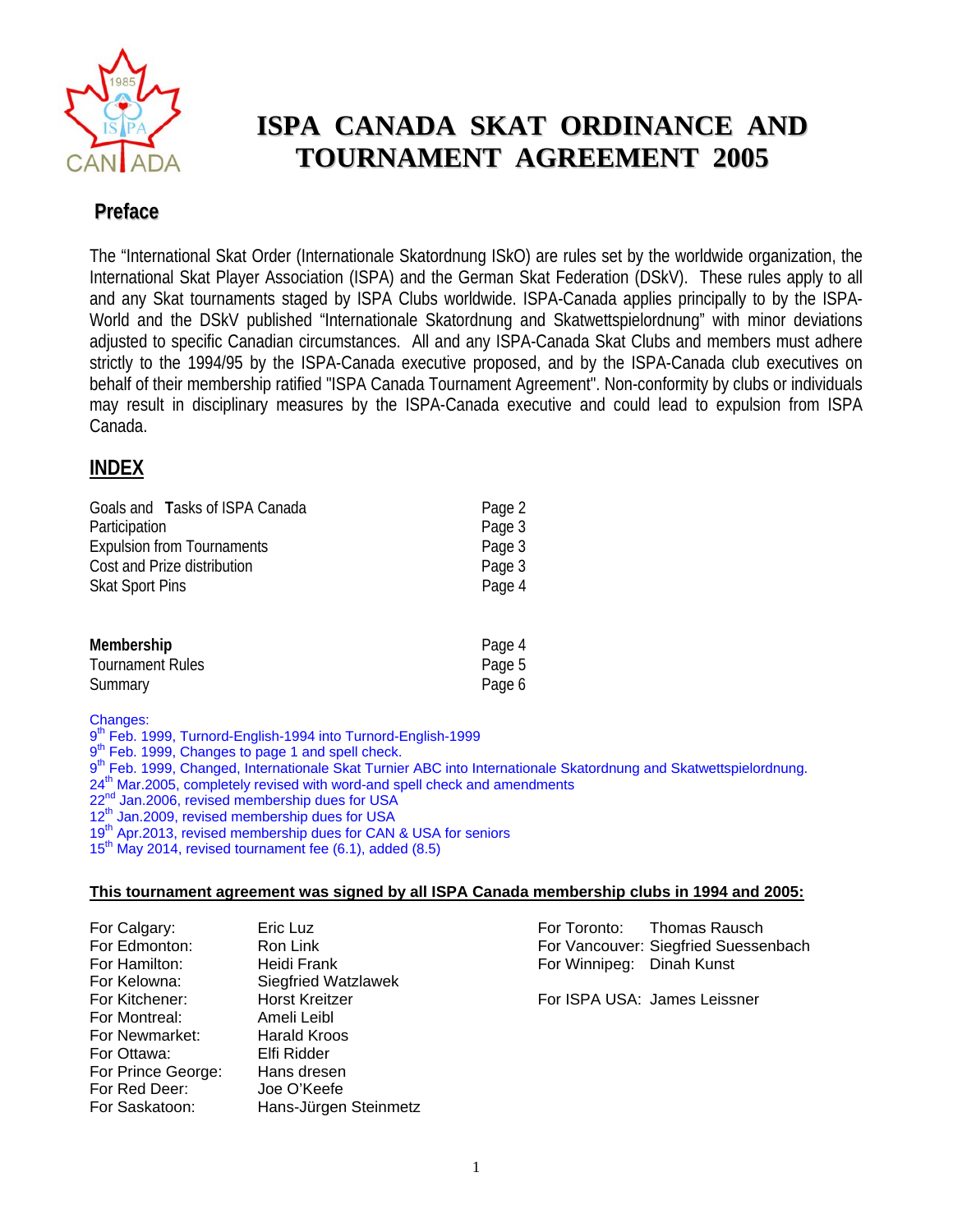# ISPA CANADA SKAT ORDINANCE AND TOURNAMENT AGREEMENT 2005

## Preface

The "International Skat Order (Internationale Skatordnung ISkO) are rules set by the worldwide organization, the International Skat Player Association (ISPA) and the German Skat Federation (DSkV). These rules apply to all and any Skat tournaments staged by ISPA Clubs worldwide. ISPA-Canada applies principally to by the ISPA-World and the DSkV published "Internationale Skatordnung and Skatwettspielordnung" with minor deviations adjusted to specific Canadian circumstances. All and any ISPA-Canada Skat Clubs and members must adhere strictly to the 1994/95 by the ISPA-Canada executive proposed, and by the ISPA-Canada club executives on behalf of their membership ratified "ISPA Canada Tournament Agreement". Non-conformity by clubs or individuals may result in disciplinary measures by the ISPA-Canada executive and could lead to expulsion from ISPA Canada.

## INDEX

| | |
|---|---|
| Goals and **T**asks of ISPA Canada | Page 2 |
| Participation | Page 3 |
| Expulsion from Tournaments | Page 3 |
| Cost and Prize distribution | Page 3 |
| Skat Sport Pins | Page 4 |
| **Membership** | Page 4 |
| Tournament Rules | Page 5 |
| Summary | Page 6 |

Changes:
9th Feb. 1999, Turnord-English-1994 into Turnord-English-1999
9th Feb. 1999, Changes to page 1 and spell check.
9th Feb. 1999, Changed, Internationale Skat Turnier ABC into Internationale Skatordnung and Skatwettspielordnung.
24th Mar.2005, completely revised with word-and spell check and amendments
22nd Jan.2006, revised membership dues for USA
12th Jan.2009, revised membership dues for USA
19th Apr.2013, revised membership dues for CAN & USA for seniors
15th May 2014, revised tournament fee (6.1), added (8.5)

**This tournament agreement was signed by all ISPA Canada membership clubs in 1994 and 2005:**

| | |
|---|---|
| For Calgary: | Eric Luz |
| For Edmonton: | Ron Link |
| For Hamilton: | Heidi Frank |
| For Kelowna: | Siegfried Watzlawek |
| For Kitchener: | Horst Kreitzer |
| For Montreal: | Ameli Leibl |
| For Newmarket: | Harald Kroos |
| For Ottawa: | Elfi Ridder |
| For Prince George: | Hans dresen |
| For Red Deer: | Joe O'Keefe |
| For Saskatoon: | Hans-Jürgen Steinmetz |
| For Toronto: | Thomas Rausch |
| For Vancouver: | Siegfried Suessenbach |
| For Winnipeg: | Dinah Kunst |
| For ISPA USA: | James Leissner |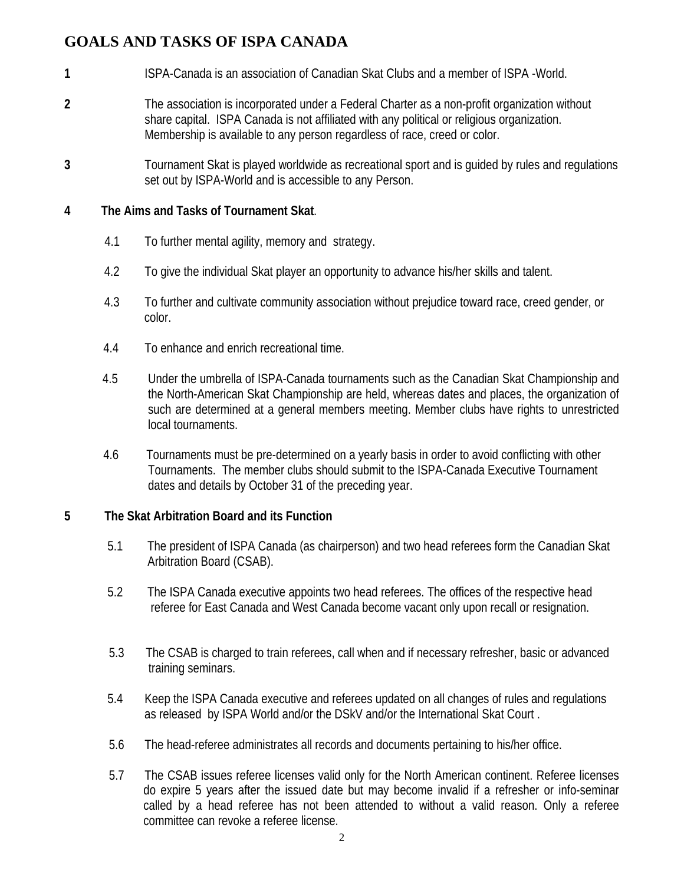# GOALS AND TASKS OF ISPA CANADA

**1** ISPA-Canada is an association of Canadian Skat Clubs and a member of ISPA -World.

**2** The association is incorporated under a Federal Charter as a non-profit organization without share capital. ISPA Canada is not affiliated with any political or religious organization. Membership is available to any person regardless of race, creed or color.

**3** Tournament Skat is played worldwide as recreational sport and is guided by rules and regulations set out by ISPA-World and is accessible to any Person.

**4 The Aims and Tasks of Tournament Skat**.

4.1 To further mental agility, memory and strategy.

4.2 To give the individual Skat player an opportunity to advance his/her skills and talent.

4.3 To further and cultivate community association without prejudice toward race, creed gender, or color.

4.4 To enhance and enrich recreational time.

4.5 Under the umbrella of ISPA-Canada tournaments such as the Canadian Skat Championship and the North-American Skat Championship are held, whereas dates and places, the organization of such are determined at a general members meeting. Member clubs have rights to unrestricted local tournaments.

4.6 Tournaments must be pre-determined on a yearly basis in order to avoid conflicting with other Tournaments. The member clubs should submit to the ISPA-Canada Executive Tournament dates and details by October 31 of the preceding year.

**5 The Skat Arbitration Board and its Function**

5.1 The president of ISPA Canada (as chairperson) and two head referees form the Canadian Skat Arbitration Board (CSAB).

5.2 The ISPA Canada executive appoints two head referees. The offices of the respective head referee for East Canada and West Canada become vacant only upon recall or resignation.

5.3 The CSAB is charged to train referees, call when and if necessary refresher, basic or advanced training seminars.

5.4 Keep the ISPA Canada executive and referees updated on all changes of rules and regulations as released by ISPA World and/or the DSkV and/or the International Skat Court .

5.6 The head-referee administrates all records and documents pertaining to his/her office.

5.7 The CSAB issues referee licenses valid only for the North American continent. Referee licenses do expire 5 years after the issued date but may become invalid if a refresher or info-seminar called by a head referee has not been attended to without a valid reason. Only a referee committee can revoke a referee license.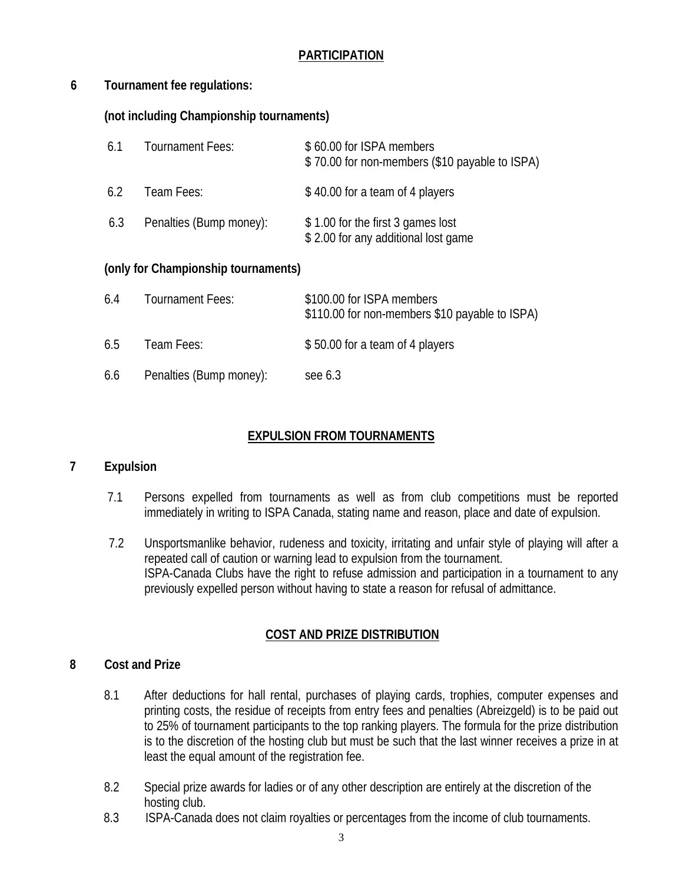## PARTICIPATION

### 6 Tournament fee regulations:

**(not including Championship tournaments)**

| | | |
|---|---|---|
| 6.1 | Tournament Fees: | $ 60.00 for ISPA members<br>$ 70.00 for non-members ($10 payable to ISPA) |
| 6.2 | Team Fees: | $ 40.00 for a team of 4 players |
| 6.3 | Penalties (Bump money): | $ 1.00 for the first 3 games lost<br>$ 2.00 for any additional lost game |

**(only for Championship tournaments)**

| | | |
|---|---|---|
| 6.4 | Tournament Fees: | $100.00 for ISPA members<br>$110.00 for non-members $10 payable to ISPA) |
| 6.5 | Team Fees: | $ 50.00 for a team of 4 players |
| 6.6 | Penalties (Bump money): | see 6.3 |

## EXPULSION FROM TOURNAMENTS

### 7 Expulsion

7.1 Persons expelled from tournaments as well as from club competitions must be reported immediately in writing to ISPA Canada, stating name and reason, place and date of expulsion.

7.2 Unsportsmanlike behavior, rudeness and toxicity, irritating and unfair style of playing will after a repeated call of caution or warning lead to expulsion from the tournament.
ISPA-Canada Clubs have the right to refuse admission and participation in a tournament to any previously expelled person without having to state a reason for refusal of admittance.

## COST AND PRIZE DISTRIBUTION

### 8 Cost and Prize

8.1 After deductions for hall rental, purchases of playing cards, trophies, computer expenses and printing costs, the residue of receipts from entry fees and penalties (Abreizgeld) is to be paid out to 25% of tournament participants to the top ranking players. The formula for the prize distribution is to the discretion of the hosting club but must be such that the last winner receives a prize in at least the equal amount of the registration fee.

8.2 Special prize awards for ladies or of any other description are entirely at the discretion of the hosting club.

8.3 ISPA-Canada does not claim royalties or percentages from the income of club tournaments.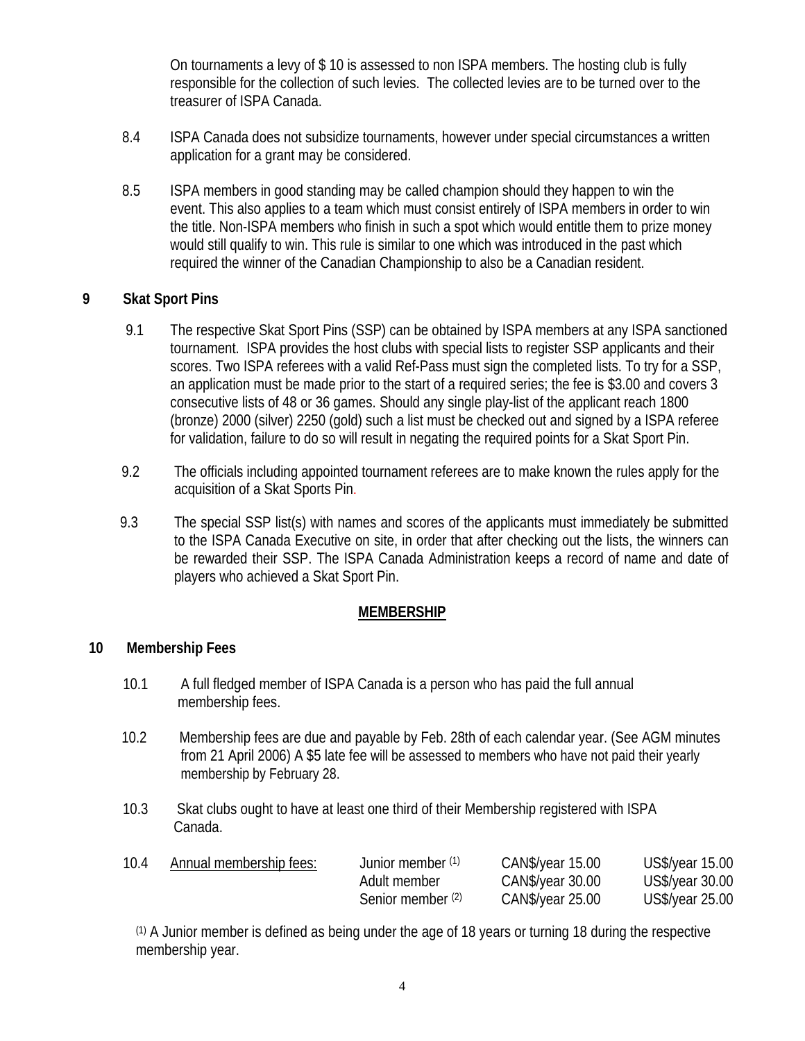On tournaments a levy of $ 10 is assessed to non ISPA members. The hosting club is fully responsible for the collection of such levies. The collected levies are to be turned over to the treasurer of ISPA Canada.

8.4 ISPA Canada does not subsidize tournaments, however under special circumstances a written application for a grant may be considered.

8.5 ISPA members in good standing may be called champion should they happen to win the event. This also applies to a team which must consist entirely of ISPA members in order to win the title. Non-ISPA members who finish in such a spot which would entitle them to prize money would still qualify to win. This rule is similar to one which was introduced in the past which required the winner of the Canadian Championship to also be a Canadian resident.

## 9 Skat Sport Pins

9.1 The respective Skat Sport Pins (SSP) can be obtained by ISPA members at any ISPA sanctioned tournament. ISPA provides the host clubs with special lists to register SSP applicants and their scores. Two ISPA referees with a valid Ref-Pass must sign the completed lists. To try for a SSP, an application must be made prior to the start of a required series; the fee is $3.00 and covers 3 consecutive lists of 48 or 36 games. Should any single play-list of the applicant reach 1800 (bronze) 2000 (silver) 2250 (gold) such a list must be checked out and signed by a ISPA referee for validation, failure to do so will result in negating the required points for a Skat Sport Pin.

9.2 The officials including appointed tournament referees are to make known the rules apply for the acquisition of a Skat Sports Pin.

9.3 The special SSP list(s) with names and scores of the applicants must immediately be submitted to the ISPA Canada Executive on site, in order that after checking out the lists, the winners can be rewarded their SSP. The ISPA Canada Administration keeps a record of name and date of players who achieved a Skat Sport Pin.

# MEMBERSHIP

## 10 Membership Fees

10.1 A full fledged member of ISPA Canada is a person who has paid the full annual membership fees.

10.2 Membership fees are due and payable by Feb. 28th of each calendar year. (See AGM minutes from 21 April 2006) A $5 late fee will be assessed to members who have not paid their yearly membership by February 28.

10.3 Skat clubs ought to have at least one third of their Membership registered with ISPA Canada.

| | | | | |
|---|---|---|---|---|
| 10.4 | Annual membership fees: | Junior member [1] | CAN$/year 15.00 | US$/year 15.00 |
| | | Adult member | CAN$/year 30.00 | US$/year 30.00 |
| | | Senior member [2] | CAN$/year 25.00 | US$/year 25.00 |

[1] A Junior member is defined as being under the age of 18 years or turning 18 during the respective membership year.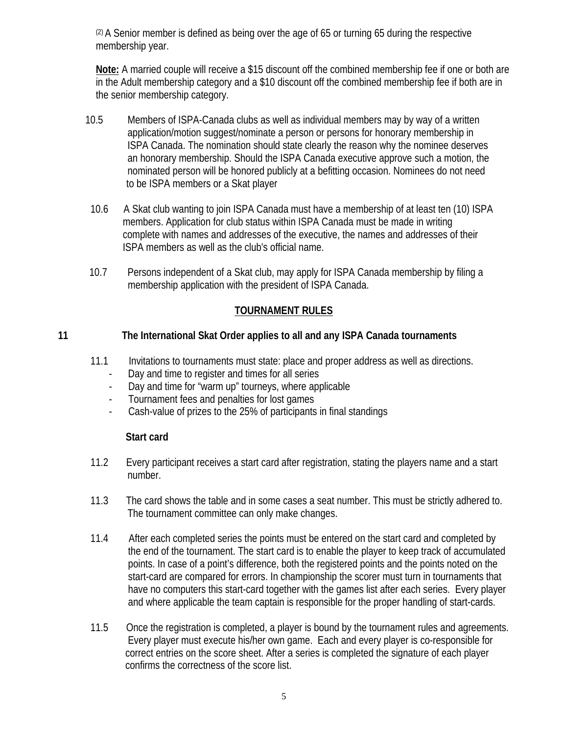(2) A Senior member is defined as being over the age of 65 or turning 65 during the respective membership year.

**Note:** A married couple will receive a $15 discount off the combined membership fee if one or both are in the Adult membership category and a $10 discount off the combined membership fee if both are in the senior membership category.

10.5 Members of ISPA-Canada clubs as well as individual members may by way of a written application/motion suggest/nominate a person or persons for honorary membership in ISPA Canada. The nomination should state clearly the reason why the nominee deserves an honorary membership. Should the ISPA Canada executive approve such a motion, the nominated person will be honored publicly at a befitting occasion. Nominees do not need to be ISPA members or a Skat player

10.6 A Skat club wanting to join ISPA Canada must have a membership of at least ten (10) ISPA members. Application for club status within ISPA Canada must be made in writing complete with names and addresses of the executive, the names and addresses of their ISPA members as well as the club's official name.

10.7 Persons independent of a Skat club, may apply for ISPA Canada membership by filing a membership application with the president of ISPA Canada.

## TOURNAMENT RULES

**11 The International Skat Order applies to all and any ISPA Canada tournaments**

11.1 Invitations to tournaments must state: place and proper address as well as directions.

- Day and time to register and times for all series
- Day and time for "warm up" tourneys, where applicable
- Tournament fees and penalties for lost games
- Cash-value of prizes to the 25% of participants in final standings

**Start card**

11.2 Every participant receives a start card after registration, stating the players name and a start number.

11.3 The card shows the table and in some cases a seat number. This must be strictly adhered to. The tournament committee can only make changes.

11.4 After each completed series the points must be entered on the start card and completed by the end of the tournament. The start card is to enable the player to keep track of accumulated points. In case of a point's difference, both the registered points and the points noted on the start-card are compared for errors. In championship the scorer must turn in tournaments that have no computers this start-card together with the games list after each series. Every player and where applicable the team captain is responsible for the proper handling of start-cards.

11.5 Once the registration is completed, a player is bound by the tournament rules and agreements. Every player must execute his/her own game. Each and every player is co-responsible for correct entries on the score sheet. After a series is completed the signature of each player confirms the correctness of the score list.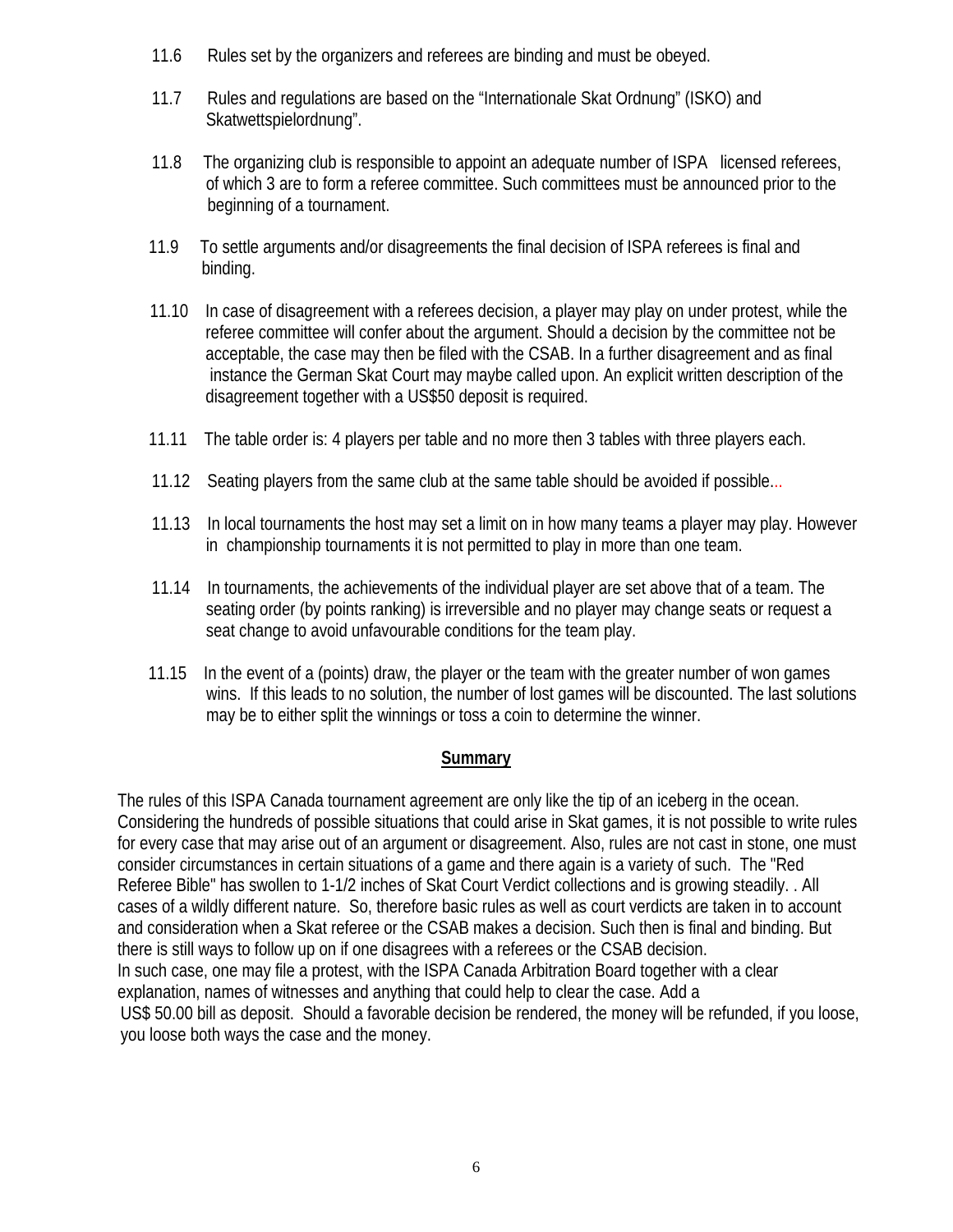11.6 Rules set by the organizers and referees are binding and must be obeyed.

11.7 Rules and regulations are based on the "Internationale Skat Ordnung" (ISKO) and Skatwettspielordnung".

11.8 The organizing club is responsible to appoint an adequate number of ISPA licensed referees, of which 3 are to form a referee committee. Such committees must be announced prior to the beginning of a tournament.

11.9 To settle arguments and/or disagreements the final decision of ISPA referees is final and binding.

11.10 In case of disagreement with a referees decision, a player may play on under protest, while the referee committee will confer about the argument. Should a decision by the committee not be acceptable, the case may then be filed with the CSAB. In a further disagreement and as final instance the German Skat Court may maybe called upon. An explicit written description of the disagreement together with a US$50 deposit is required.

11.11 The table order is: 4 players per table and no more then 3 tables with three players each.

11.12 Seating players from the same club at the same table should be avoided if possible...

11.13 In local tournaments the host may set a limit on in how many teams a player may play. However in championship tournaments it is not permitted to play in more than one team.

11.14 In tournaments, the achievements of the individual player are set above that of a team. The seating order (by points ranking) is irreversible and no player may change seats or request a seat change to avoid unfavourable conditions for the team play.

11.15 In the event of a (points) draw, the player or the team with the greater number of won games wins. If this leads to no solution, the number of lost games will be discounted. The last solutions may be to either split the winnings or toss a coin to determine the winner.

## Summary

The rules of this ISPA Canada tournament agreement are only like the tip of an iceberg in the ocean. Considering the hundreds of possible situations that could arise in Skat games, it is not possible to write rules for every case that may arise out of an argument or disagreement. Also, rules are not cast in stone, one must consider circumstances in certain situations of a game and there again is a variety of such. The "Red Referee Bible" has swollen to 1-1/2 inches of Skat Court Verdict collections and is growing steadily. . All cases of a wildly different nature. So, therefore basic rules as well as court verdicts are taken in to account and consideration when a Skat referee or the CSAB makes a decision. Such then is final and binding. But there is still ways to follow up on if one disagrees with a referees or the CSAB decision.
In such case, one may file a protest, with the ISPA Canada Arbitration Board together with a clear explanation, names of witnesses and anything that could help to clear the case. Add a US$ 50.00 bill as deposit. Should a favorable decision be rendered, the money will be refunded, if you loose, you loose both ways the case and the money.